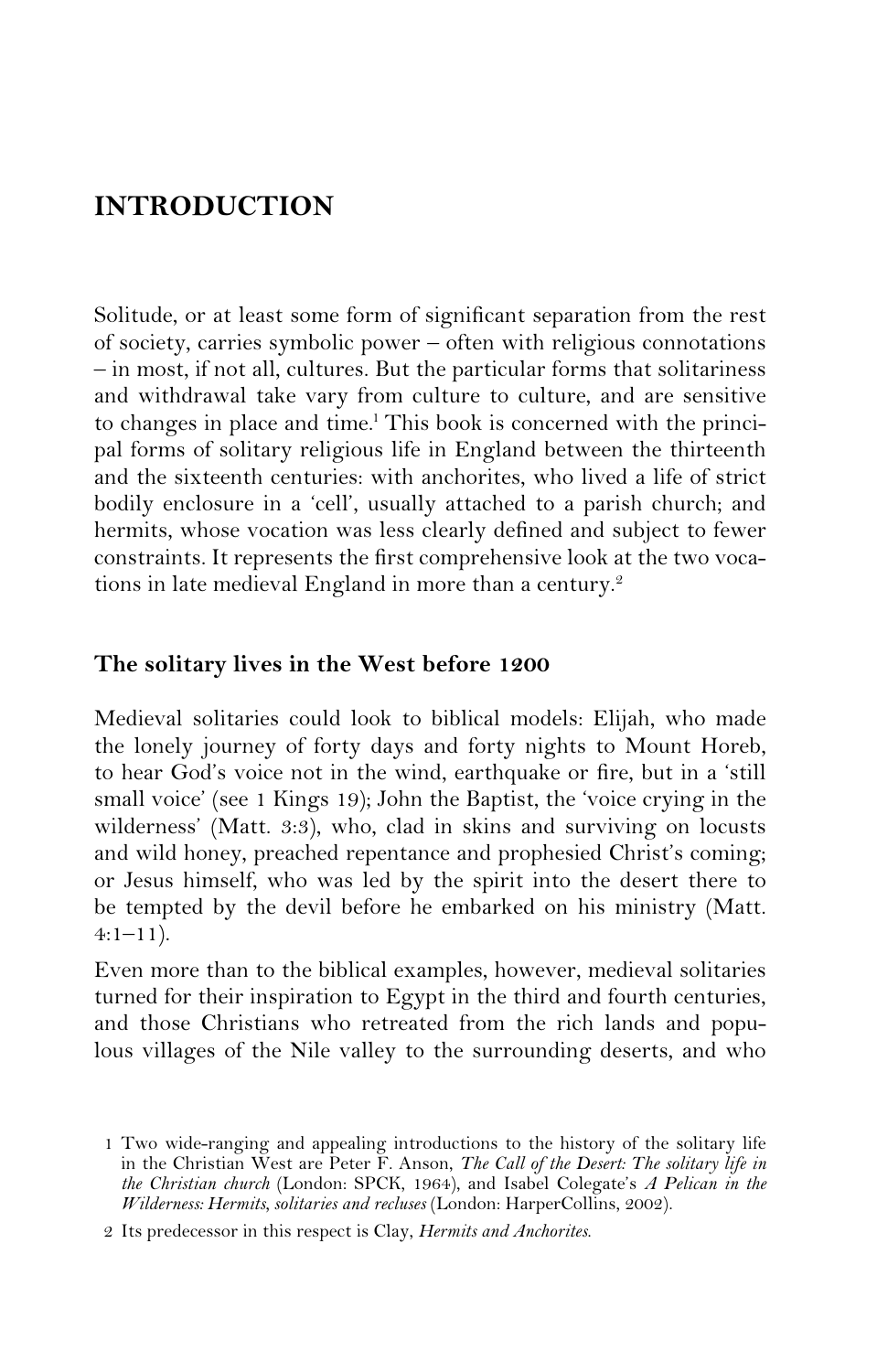# INTRODUCTION

Solitude, or at least some form of significant separation from the rest of society, carries symbolic power – often with religious connotations – in most, if not all, cultures. But the particular forms that solitariness and withdrawal take vary from culture to culture, and are sensitive to changes in place and time.[1] This book is concerned with the principal forms of solitary religious life in England between the thirteenth and the sixteenth centuries: with anchorites, who lived a life of strict bodily enclosure in a 'cell', usually attached to a parish church; and hermits, whose vocation was less clearly defined and subject to fewer constraints. It represents the first comprehensive look at the two vocations in late medieval England in more than a century.[2]

## The solitary lives in the West before 1200

Medieval solitaries could look to biblical models: Elijah, who made the lonely journey of forty days and forty nights to Mount Horeb, to hear God's voice not in the wind, earthquake or fire, but in a 'still small voice' (see 1 Kings 19); John the Baptist, the 'voice crying in the wilderness' (Matt. 3:3), who, clad in skins and surviving on locusts and wild honey, preached repentance and prophesied Christ's coming; or Jesus himself, who was led by the spirit into the desert there to be tempted by the devil before he embarked on his ministry (Matt. 4:1–11).

Even more than to the biblical examples, however, medieval solitaries turned for their inspiration to Egypt in the third and fourth centuries, and those Christians who retreated from the rich lands and populous villages of the Nile valley to the surrounding deserts, and who

1 Two wide-ranging and appealing introductions to the history of the solitary life in the Christian West are Peter F. Anson, *The Call of the Desert: The solitary life in the Christian church* (London: SPCK, 1964), and Isabel Colegate's *A Pelican in the Wilderness: Hermits, solitaries and recluses* (London: HarperCollins, 2002).

2 Its predecessor in this respect is Clay, *Hermits and Anchorites*.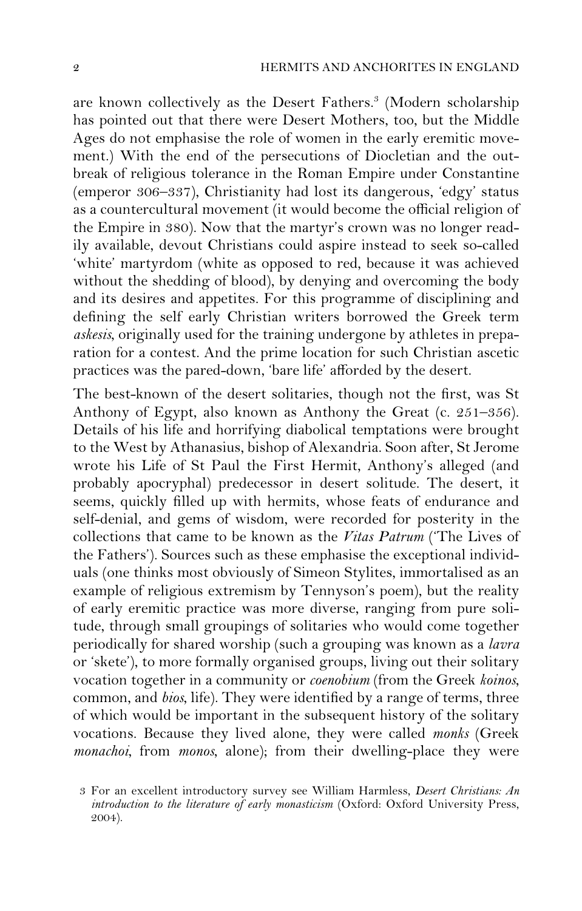are known collectively as the Desert Fathers.[3] (Modern scholarship has pointed out that there were Desert Mothers, too, but the Middle Ages do not emphasise the role of women in the early eremitic movement.) With the end of the persecutions of Diocletian and the outbreak of religious tolerance in the Roman Empire under Constantine (emperor 306–337), Christianity had lost its dangerous, 'edgy' status as a countercultural movement (it would become the official religion of the Empire in 380). Now that the martyr's crown was no longer readily available, devout Christians could aspire instead to seek so-called 'white' martyrdom (white as opposed to red, because it was achieved without the shedding of blood), by denying and overcoming the body and its desires and appetites. For this programme of disciplining and defining the self early Christian writers borrowed the Greek term *askesis*, originally used for the training undergone by athletes in preparation for a contest. And the prime location for such Christian ascetic practices was the pared-down, 'bare life' afforded by the desert.

The best-known of the desert solitaries, though not the first, was St Anthony of Egypt, also known as Anthony the Great (c. 251–356). Details of his life and horrifying diabolical temptations were brought to the West by Athanasius, bishop of Alexandria. Soon after, St Jerome wrote his Life of St Paul the First Hermit, Anthony's alleged (and probably apocryphal) predecessor in desert solitude. The desert, it seems, quickly filled up with hermits, whose feats of endurance and self-denial, and gems of wisdom, were recorded for posterity in the collections that came to be known as the *Vitas Patrum* ('The Lives of the Fathers'). Sources such as these emphasise the exceptional individuals (one thinks most obviously of Simeon Stylites, immortalised as an example of religious extremism by Tennyson's poem), but the reality of early eremitic practice was more diverse, ranging from pure solitude, through small groupings of solitaries who would come together periodically for shared worship (such a grouping was known as a *lavra* or 'skete'), to more formally organised groups, living out their solitary vocation together in a community or *coenobium* (from the Greek *koinos*, common, and *bios*, life). They were identified by a range of terms, three of which would be important in the subsequent history of the solitary vocations. Because they lived alone, they were called *monks* (Greek *monachoi*, from *monos*, alone); from their dwelling-place they were

3 For an excellent introductory survey see William Harmless, *Desert Christians: An introduction to the literature of early monasticism* (Oxford: Oxford University Press, 2004).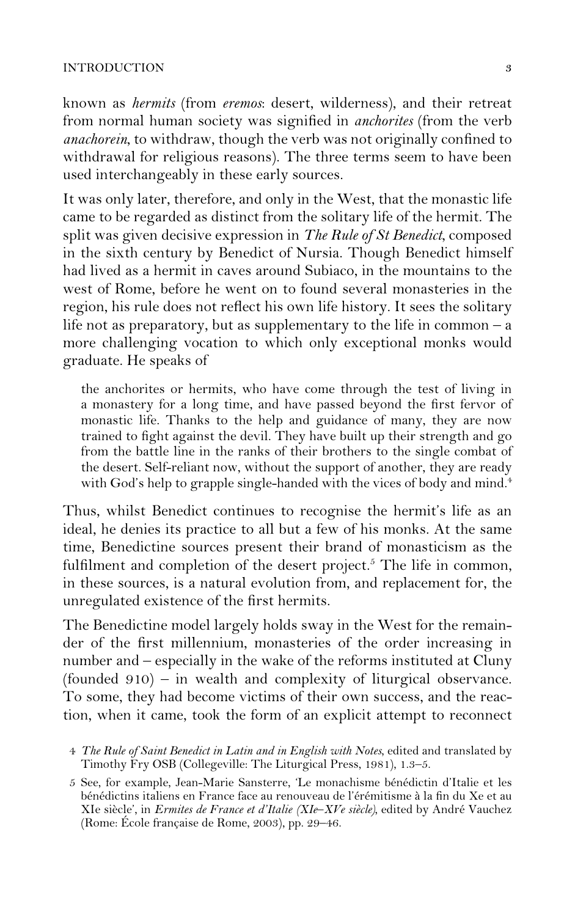known as *hermits* (from *eremos*: desert, wilderness), and their retreat from normal human society was signified in *anchorites* (from the verb *anachorein*, to withdraw, though the verb was not originally confined to withdrawal for religious reasons). The three terms seem to have been used interchangeably in these early sources.

It was only later, therefore, and only in the West, that the monastic life came to be regarded as distinct from the solitary life of the hermit. The split was given decisive expression in *The Rule of St Benedict*, composed in the sixth century by Benedict of Nursia. Though Benedict himself had lived as a hermit in caves around Subiaco, in the mountains to the west of Rome, before he went on to found several monasteries in the region, his rule does not reflect his own life history. It sees the solitary life not as preparatory, but as supplementary to the life in common – a more challenging vocation to which only exceptional monks would graduate. He speaks of

> the anchorites or hermits, who have come through the test of living in a monastery for a long time, and have passed beyond the first fervor of monastic life. Thanks to the help and guidance of many, they are now trained to fight against the devil. They have built up their strength and go from the battle line in the ranks of their brothers to the single combat of the desert. Self-reliant now, without the support of another, they are ready with God's help to grapple single-handed with the vices of body and mind.[4]

Thus, whilst Benedict continues to recognise the hermit's life as an ideal, he denies its practice to all but a few of his monks. At the same time, Benedictine sources present their brand of monasticism as the fulfilment and completion of the desert project.[5] The life in common, in these sources, is a natural evolution from, and replacement for, the unregulated existence of the first hermits.

The Benedictine model largely holds sway in the West for the remainder of the first millennium, monasteries of the order increasing in number and – especially in the wake of the reforms instituted at Cluny (founded 910) – in wealth and complexity of liturgical observance. To some, they had become victims of their own success, and the reaction, when it came, took the form of an explicit attempt to reconnect

4 *The Rule of Saint Benedict in Latin and in English with Notes*, edited and translated by Timothy Fry OSB (Collegeville: The Liturgical Press, 1981), 1.3–5.

5 See, for example, Jean-Marie Sansterre, 'Le monachisme bénédictin d'Italie et les bénédictins italiens en France face au renouveau de l'érémitisme à la fin du Xe et au XIe siècle', in *Ermites de France et d'Italie (XIe–XVe siècle)*, edited by André Vauchez (Rome: École française de Rome, 2003), pp. 29–46.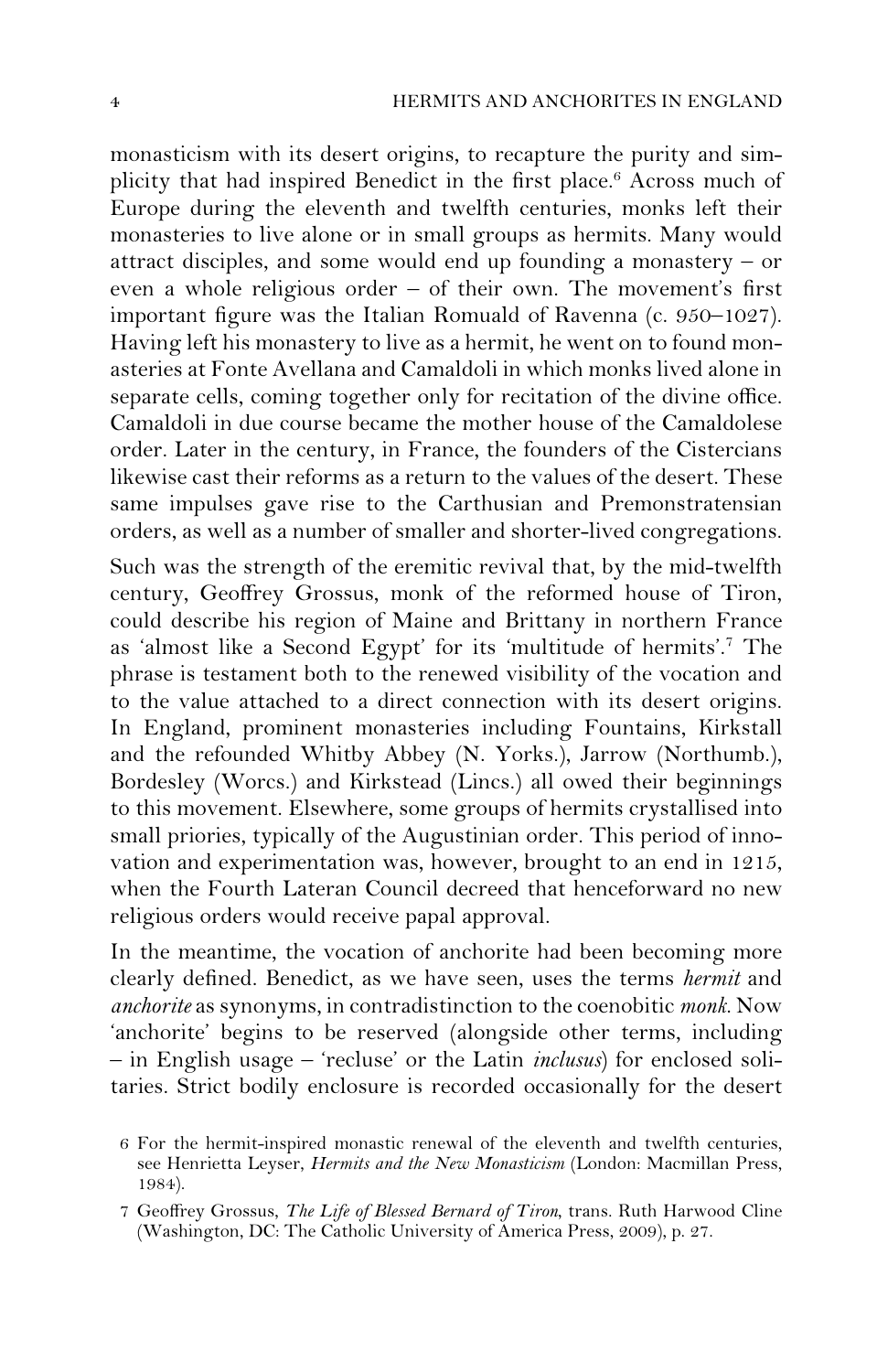monasticism with its desert origins, to recapture the purity and simplicity that had inspired Benedict in the first place.[6] Across much of Europe during the eleventh and twelfth centuries, monks left their monasteries to live alone or in small groups as hermits. Many would attract disciples, and some would end up founding a monastery – or even a whole religious order – of their own. The movement's first important figure was the Italian Romuald of Ravenna (c. 950–1027). Having left his monastery to live as a hermit, he went on to found monasteries at Fonte Avellana and Camaldoli in which monks lived alone in separate cells, coming together only for recitation of the divine office. Camaldoli in due course became the mother house of the Camaldolese order. Later in the century, in France, the founders of the Cistercians likewise cast their reforms as a return to the values of the desert. These same impulses gave rise to the Carthusian and Premonstratensian orders, as well as a number of smaller and shorter-lived congregations.

Such was the strength of the eremitic revival that, by the mid-twelfth century, Geoffrey Grossus, monk of the reformed house of Tiron, could describe his region of Maine and Brittany in northern France as 'almost like a Second Egypt' for its 'multitude of hermits'.[7] The phrase is testament both to the renewed visibility of the vocation and to the value attached to a direct connection with its desert origins. In England, prominent monasteries including Fountains, Kirkstall and the refounded Whitby Abbey (N. Yorks.), Jarrow (Northumb.), Bordesley (Worcs.) and Kirkstead (Lincs.) all owed their beginnings to this movement. Elsewhere, some groups of hermits crystallised into small priories, typically of the Augustinian order. This period of innovation and experimentation was, however, brought to an end in 1215, when the Fourth Lateran Council decreed that henceforward no new religious orders would receive papal approval.

In the meantime, the vocation of anchorite had been becoming more clearly defined. Benedict, as we have seen, uses the terms *hermit* and *anchorite* as synonyms, in contradistinction to the coenobitic *monk*. Now 'anchorite' begins to be reserved (alongside other terms, including – in English usage – 'recluse' or the Latin *inclusus*) for enclosed solitaries. Strict bodily enclosure is recorded occasionally for the desert

6 For the hermit-inspired monastic renewal of the eleventh and twelfth centuries, see Henrietta Leyser, *Hermits and the New Monasticism* (London: Macmillan Press, 1984).

7 Geoffrey Grossus, *The Life of Blessed Bernard of Tiron*, trans. Ruth Harwood Cline (Washington, DC: The Catholic University of America Press, 2009), p. 27.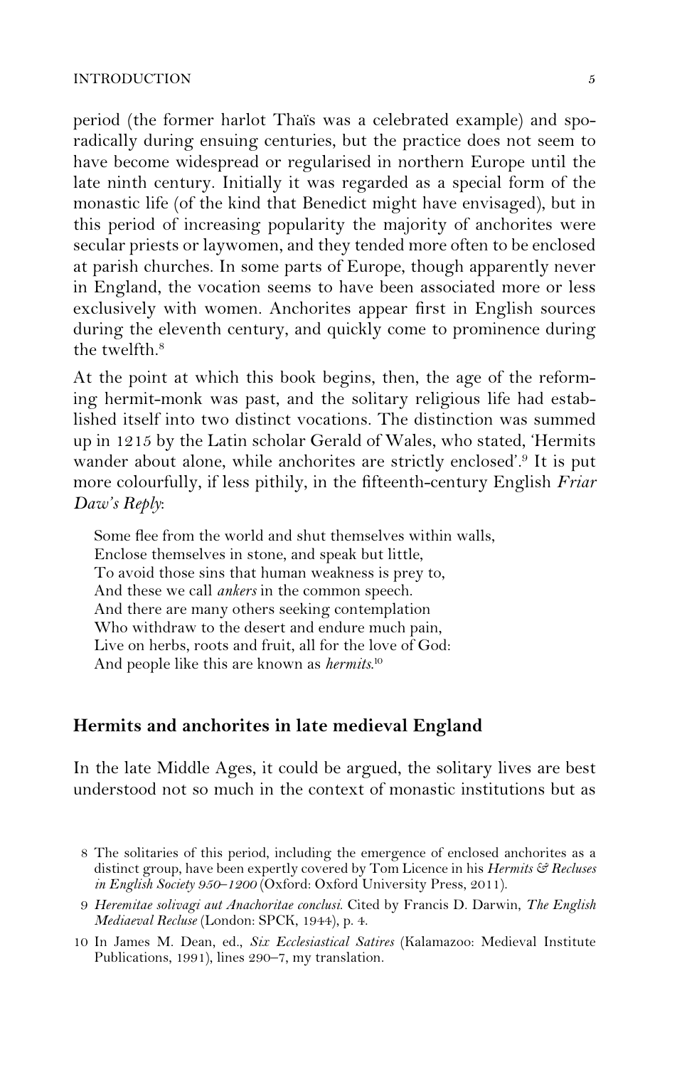period (the former harlot Thaïs was a celebrated example) and sporadically during ensuing centuries, but the practice does not seem to have become widespread or regularised in northern Europe until the late ninth century. Initially it was regarded as a special form of the monastic life (of the kind that Benedict might have envisaged), but in this period of increasing popularity the majority of anchorites were secular priests or laywomen, and they tended more often to be enclosed at parish churches. In some parts of Europe, though apparently never in England, the vocation seems to have been associated more or less exclusively with women. Anchorites appear first in English sources during the eleventh century, and quickly come to prominence during the twelfth.[8]

At the point at which this book begins, then, the age of the reforming hermit-monk was past, and the solitary religious life had established itself into two distinct vocations. The distinction was summed up in 1215 by the Latin scholar Gerald of Wales, who stated, 'Hermits wander about alone, while anchorites are strictly enclosed'.[9] It is put more colourfully, if less pithily, in the fifteenth-century English *Friar Daw's Reply*:

> Some flee from the world and shut themselves within walls,
> Enclose themselves in stone, and speak but little,
> To avoid those sins that human weakness is prey to,
> And these we call *ankers* in the common speech.
> And there are many others seeking contemplation
> Who withdraw to the desert and endure much pain,
> Live on herbs, roots and fruit, all for the love of God:
> And people like this are known as *hermits*.[10]

## Hermits and anchorites in late medieval England

In the late Middle Ages, it could be argued, the solitary lives are best understood not so much in the context of monastic institutions but as

8 The solitaries of this period, including the emergence of enclosed anchorites as a distinct group, have been expertly covered by Tom Licence in his *Hermits & Recluses in English Society 950–1200* (Oxford: Oxford University Press, 2011).

9 *Heremitae solivagi aut Anachoritae conclusi*. Cited by Francis D. Darwin, *The English Mediaeval Recluse* (London: SPCK, 1944), p. 4.

10 In James M. Dean, ed., *Six Ecclesiastical Satires* (Kalamazoo: Medieval Institute Publications, 1991), lines 290–7, my translation.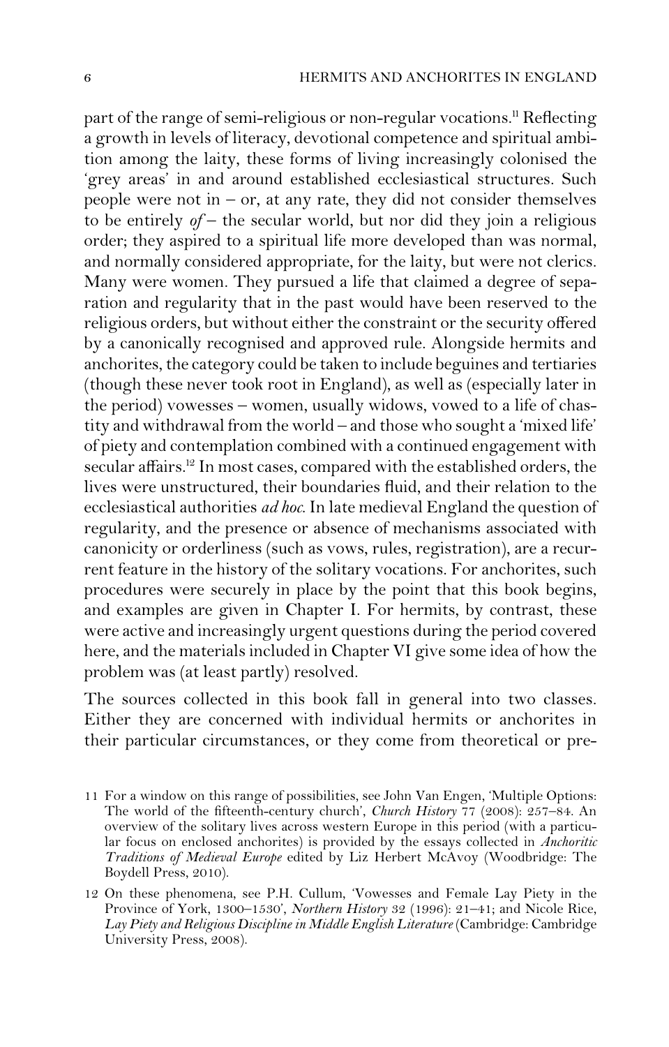part of the range of semi-religious or non-regular vocations.[11] Reflecting a growth in levels of literacy, devotional competence and spiritual ambition among the laity, these forms of living increasingly colonised the 'grey areas' in and around established ecclesiastical structures. Such people were not in – or, at any rate, they did not consider themselves to be entirely *of* – the secular world, but nor did they join a religious order; they aspired to a spiritual life more developed than was normal, and normally considered appropriate, for the laity, but were not clerics. Many were women. They pursued a life that claimed a degree of separation and regularity that in the past would have been reserved to the religious orders, but without either the constraint or the security offered by a canonically recognised and approved rule. Alongside hermits and anchorites, the category could be taken to include beguines and tertiaries (though these never took root in England), as well as (especially later in the period) vowesses – women, usually widows, vowed to a life of chastity and withdrawal from the world – and those who sought a 'mixed life' of piety and contemplation combined with a continued engagement with secular affairs.[12] In most cases, compared with the established orders, the lives were unstructured, their boundaries fluid, and their relation to the ecclesiastical authorities *ad hoc*. In late medieval England the question of regularity, and the presence or absence of mechanisms associated with canonicity or orderliness (such as vows, rules, registration), are a recurrent feature in the history of the solitary vocations. For anchorites, such procedures were securely in place by the point that this book begins, and examples are given in Chapter I. For hermits, by contrast, these were active and increasingly urgent questions during the period covered here, and the materials included in Chapter VI give some idea of how the problem was (at least partly) resolved.

The sources collected in this book fall in general into two classes. Either they are concerned with individual hermits or anchorites in their particular circumstances, or they come from theoretical or pre-

11 For a window on this range of possibilities, see John Van Engen, 'Multiple Options: The world of the fifteenth-century church', *Church History* 77 (2008): 257–84. An overview of the solitary lives across western Europe in this period (with a particular focus on enclosed anchorites) is provided by the essays collected in *Anchoritic Traditions of Medieval Europe* edited by Liz Herbert McAvoy (Woodbridge: The Boydell Press, 2010).

12 On these phenomena, see P.H. Cullum, 'Vowesses and Female Lay Piety in the Province of York, 1300–1530', *Northern History* 32 (1996): 21–41; and Nicole Rice, *Lay Piety and Religious Discipline in Middle English Literature* (Cambridge: Cambridge University Press, 2008).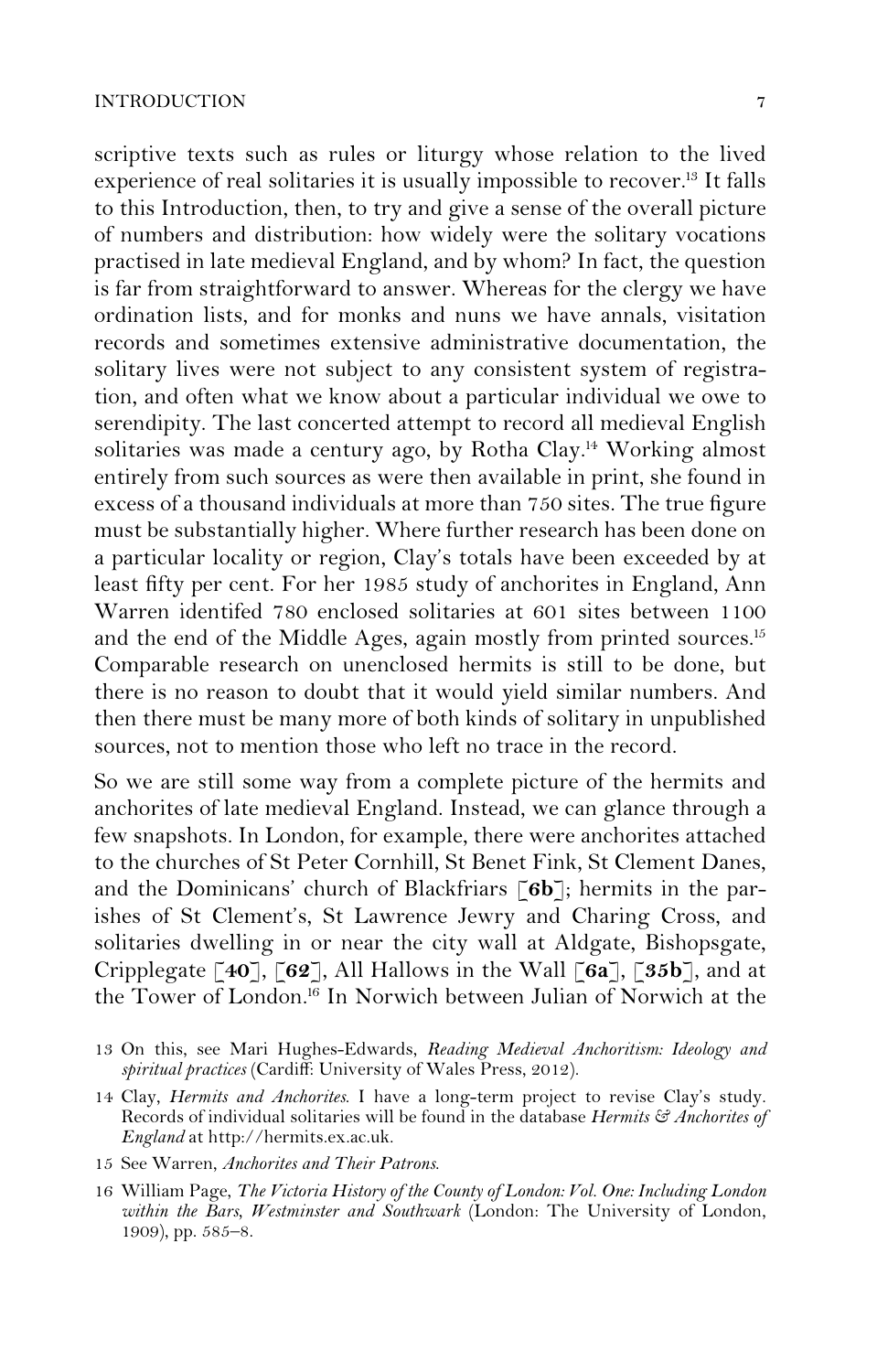scriptive texts such as rules or liturgy whose relation to the lived experience of real solitaries it is usually impossible to recover.[13] It falls to this Introduction, then, to try and give a sense of the overall picture of numbers and distribution: how widely were the solitary vocations practised in late medieval England, and by whom? In fact, the question is far from straightforward to answer. Whereas for the clergy we have ordination lists, and for monks and nuns we have annals, visitation records and sometimes extensive administrative documentation, the solitary lives were not subject to any consistent system of registration, and often what we know about a particular individual we owe to serendipity. The last concerted attempt to record all medieval English solitaries was made a century ago, by Rotha Clay.[14] Working almost entirely from such sources as were then available in print, she found in excess of a thousand individuals at more than 750 sites. The true figure must be substantially higher. Where further research has been done on a particular locality or region, Clay's totals have been exceeded by at least fifty per cent. For her 1985 study of anchorites in England, Ann Warren identifed 780 enclosed solitaries at 601 sites between 1100 and the end of the Middle Ages, again mostly from printed sources.[15] Comparable research on unenclosed hermits is still to be done, but there is no reason to doubt that it would yield similar numbers. And then there must be many more of both kinds of solitary in unpublished sources, not to mention those who left no trace in the record.

So we are still some way from a complete picture of the hermits and anchorites of late medieval England. Instead, we can glance through a few snapshots. In London, for example, there were anchorites attached to the churches of St Peter Cornhill, St Benet Fink, St Clement Danes, and the Dominicans' church of Blackfriars [**6b**]; hermits in the parishes of St Clement's, St Lawrence Jewry and Charing Cross, and solitaries dwelling in or near the city wall at Aldgate, Bishopsgate, Cripplegate [**40**], [**62**], All Hallows in the Wall [**6a**], [**35b**], and at the Tower of London.[16] In Norwich between Julian of Norwich at the

13 On this, see Mari Hughes-Edwards, *Reading Medieval Anchoritism: Ideology and spiritual practices* (Cardiff: University of Wales Press, 2012).

14 Clay, *Hermits and Anchorites*. I have a long-term project to revise Clay's study. Records of individual solitaries will be found in the database *Hermits & Anchorites of England* at http://hermits.ex.ac.uk.

15 See Warren, *Anchorites and Their Patrons*.

16 William Page, *The Victoria History of the County of London: Vol. One: Including London within the Bars, Westminster and Southwark* (London: The University of London, 1909), pp. 585–8.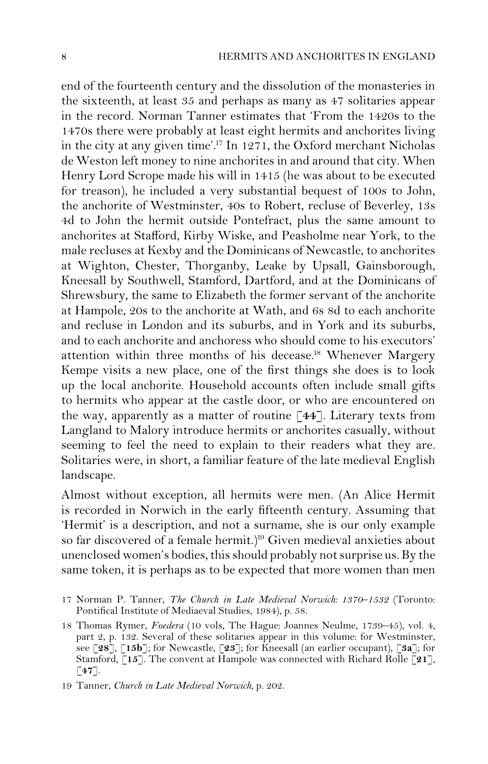end of the fourteenth century and the dissolution of the monasteries in the sixteenth, at least 35 and perhaps as many as 47 solitaries appear in the record. Norman Tanner estimates that 'From the 1420s to the 1470s there were probably at least eight hermits and anchorites living in the city at any given time'.[17] In 1271, the Oxford merchant Nicholas de Weston left money to nine anchorites in and around that city. When Henry Lord Scrope made his will in 1415 (he was about to be executed for treason), he included a very substantial bequest of 100s to John, the anchorite of Westminster, 40s to Robert, recluse of Beverley, 13s 4d to John the hermit outside Pontefract, plus the same amount to anchorites at Stafford, Kirby Wiske, and Peasholme near York, to the male recluses at Kexby and the Dominicans of Newcastle, to anchorites at Wighton, Chester, Thorganby, Leake by Upsall, Gainsborough, Kneesall by Southwell, Stamford, Dartford, and at the Dominicans of Shrewsbury, the same to Elizabeth the former servant of the anchorite at Hampole, 20s to the anchorite at Wath, and 6s 8d to each anchorite and recluse in London and its suburbs, and in York and its suburbs, and to each anchorite and anchoress who should come to his executors' attention within three months of his decease.[18] Whenever Margery Kempe visits a new place, one of the first things she does is to look up the local anchorite. Household accounts often include small gifts to hermits who appear at the castle door, or who are encountered on the way, apparently as a matter of routine [**44**]. Literary texts from Langland to Malory introduce hermits or anchorites casually, without seeming to feel the need to explain to their readers what they are. Solitaries were, in short, a familiar feature of the late medieval English landscape.

Almost without exception, all hermits were men. (An Alice Hermit is recorded in Norwich in the early fifteenth century. Assuming that 'Hermit' is a description, and not a surname, she is our only example so far discovered of a female hermit.)[19] Given medieval anxieties about unenclosed women's bodies, this should probably not surprise us. By the same token, it is perhaps as to be expected that more women than men

17 Norman P. Tanner, *The Church in Late Medieval Norwich: 1370–1532* (Toronto: Pontifical Institute of Mediaeval Studies, 1984), p. 58.

18 Thomas Rymer, *Foedera* (10 vols, The Hague: Joannes Neulme, 1739–45), vol. 4, part 2, p. 132. Several of these solitaries appear in this volume: for Westminster, see [**28**], [**15b**]; for Newcastle, [**23**]; for Kneesall (an earlier occupant), [**3a**]; for Stamford, [**15**]. The convent at Hampole was connected with Richard Rolle [**21**], [**47**].

19 Tanner, *Church in Late Medieval Norwich*, p. 202.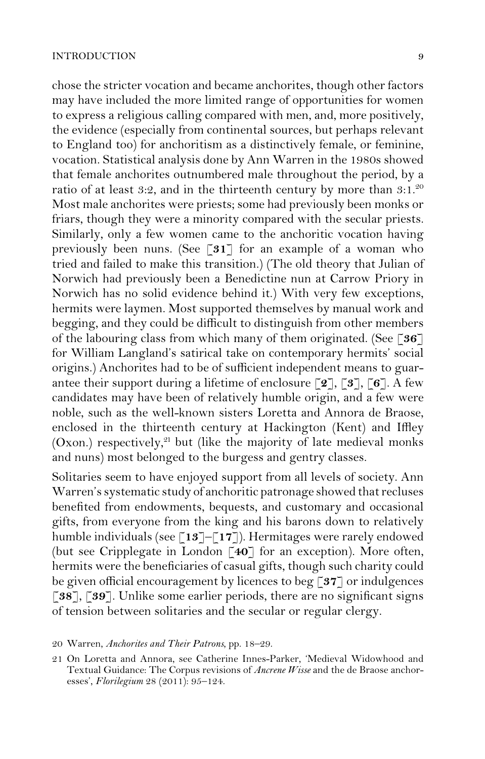chose the stricter vocation and became anchorites, though other factors may have included the more limited range of opportunities for women to express a religious calling compared with men, and, more positively, the evidence (especially from continental sources, but perhaps relevant to England too) for anchoritism as a distinctively female, or feminine, vocation. Statistical analysis done by Ann Warren in the 1980s showed that female anchorites outnumbered male throughout the period, by a ratio of at least 3:2, and in the thirteenth century by more than 3:1.[20] Most male anchorites were priests; some had previously been monks or friars, though they were a minority compared with the secular priests. Similarly, only a few women came to the anchoritic vocation having previously been nuns. (See [**31**] for an example of a woman who tried and failed to make this transition.) (The old theory that Julian of Norwich had previously been a Benedictine nun at Carrow Priory in Norwich has no solid evidence behind it.) With very few exceptions, hermits were laymen. Most supported themselves by manual work and begging, and they could be difficult to distinguish from other members of the labouring class from which many of them originated. (See [**36**] for William Langland's satirical take on contemporary hermits' social origins.) Anchorites had to be of sufficient independent means to guarantee their support during a lifetime of enclosure [**2**], [**3**], [**6**]. A few candidates may have been of relatively humble origin, and a few were noble, such as the well-known sisters Loretta and Annora de Braose, enclosed in the thirteenth century at Hackington (Kent) and Iffley (Oxon.) respectively,[21] but (like the majority of late medieval monks and nuns) most belonged to the burgess and gentry classes.

Solitaries seem to have enjoyed support from all levels of society. Ann Warren's systematic study of anchoritic patronage showed that recluses benefited from endowments, bequests, and customary and occasional gifts, from everyone from the king and his barons down to relatively humble individuals (see [**13**]–[**17**]). Hermitages were rarely endowed (but see Cripplegate in London [**40**] for an exception). More often, hermits were the beneficiaries of casual gifts, though such charity could be given official encouragement by licences to beg [**37**] or indulgences [**38**], [**39**]. Unlike some earlier periods, there are no significant signs of tension between solitaries and the secular or regular clergy.

20 Warren, *Anchorites and Their Patrons*, pp. 18–29.

21 On Loretta and Annora, see Catherine Innes-Parker, 'Medieval Widowhood and Textual Guidance: The Corpus revisions of *Ancrene Wisse* and the de Braose anchoresses', *Florilegium* 28 (2011): 95–124.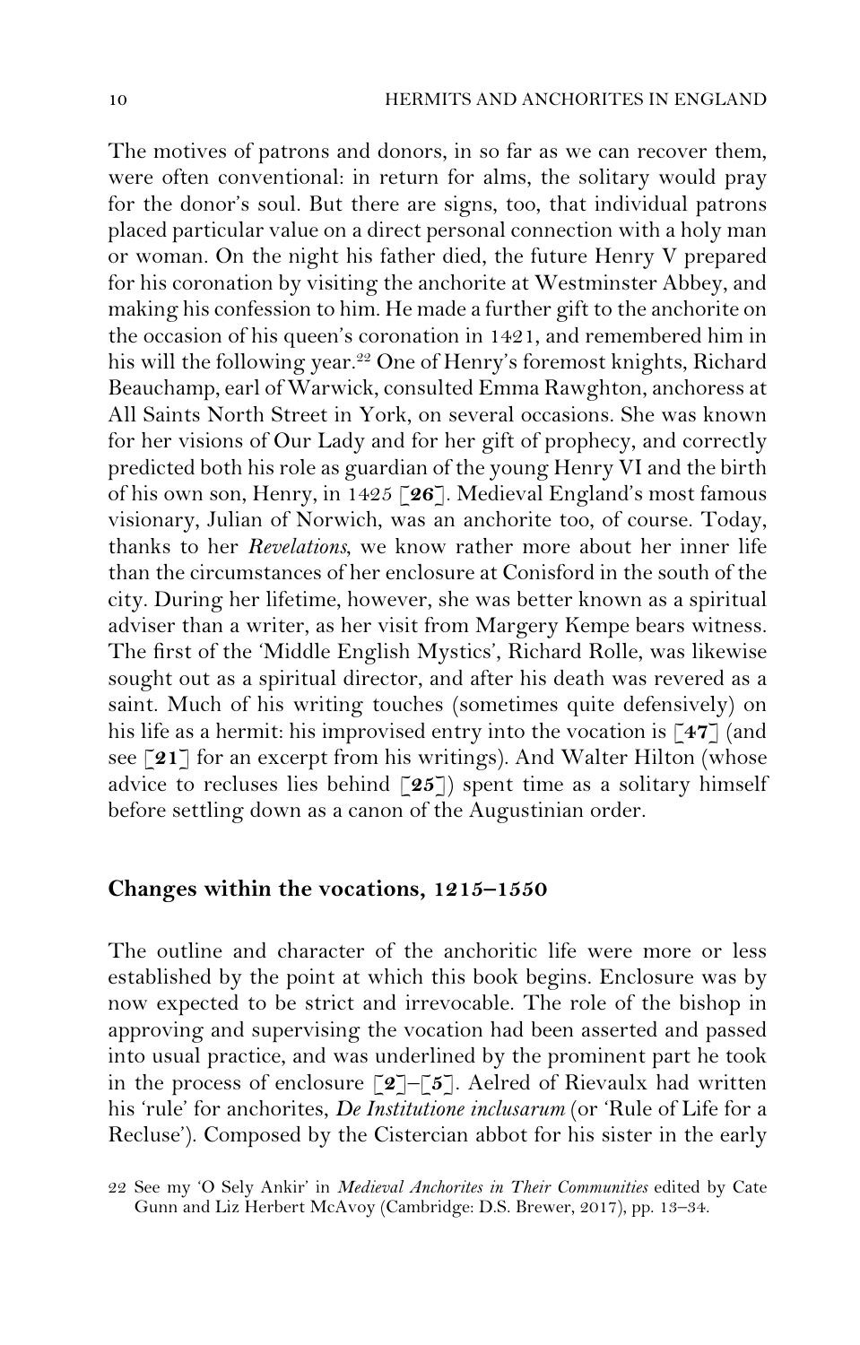The motives of patrons and donors, in so far as we can recover them, were often conventional: in return for alms, the solitary would pray for the donor's soul. But there are signs, too, that individual patrons placed particular value on a direct personal connection with a holy man or woman. On the night his father died, the future Henry V prepared for his coronation by visiting the anchorite at Westminster Abbey, and making his confession to him. He made a further gift to the anchorite on the occasion of his queen's coronation in 1421, and remembered him in his will the following year.[22] One of Henry's foremost knights, Richard Beauchamp, earl of Warwick, consulted Emma Rawghton, anchoress at All Saints North Street in York, on several occasions. She was known for her visions of Our Lady and for her gift of prophecy, and correctly predicted both his role as guardian of the young Henry VI and the birth of his own son, Henry, in 1425 [**26**]. Medieval England's most famous visionary, Julian of Norwich, was an anchorite too, of course. Today, thanks to her *Revelations*, we know rather more about her inner life than the circumstances of her enclosure at Conisford in the south of the city. During her lifetime, however, she was better known as a spiritual adviser than a writer, as her visit from Margery Kempe bears witness. The first of the 'Middle English Mystics', Richard Rolle, was likewise sought out as a spiritual director, and after his death was revered as a saint. Much of his writing touches (sometimes quite defensively) on his life as a hermit: his improvised entry into the vocation is [**47**] (and see [**21**] for an excerpt from his writings). And Walter Hilton (whose advice to recluses lies behind [**25**]) spent time as a solitary himself before settling down as a canon of the Augustinian order.

## Changes within the vocations, 1215–1550

The outline and character of the anchoritic life were more or less established by the point at which this book begins. Enclosure was by now expected to be strict and irrevocable. The role of the bishop in approving and supervising the vocation had been asserted and passed into usual practice, and was underlined by the prominent part he took in the process of enclosure [**2**]–[**5**]. Aelred of Rievaulx had written his 'rule' for anchorites, *De Institutione inclusarum* (or 'Rule of Life for a Recluse'). Composed by the Cistercian abbot for his sister in the early

22 See my 'O Sely Ankir' in *Medieval Anchorites in Their Communities* edited by Cate Gunn and Liz Herbert McAvoy (Cambridge: D.S. Brewer, 2017), pp. 13–34.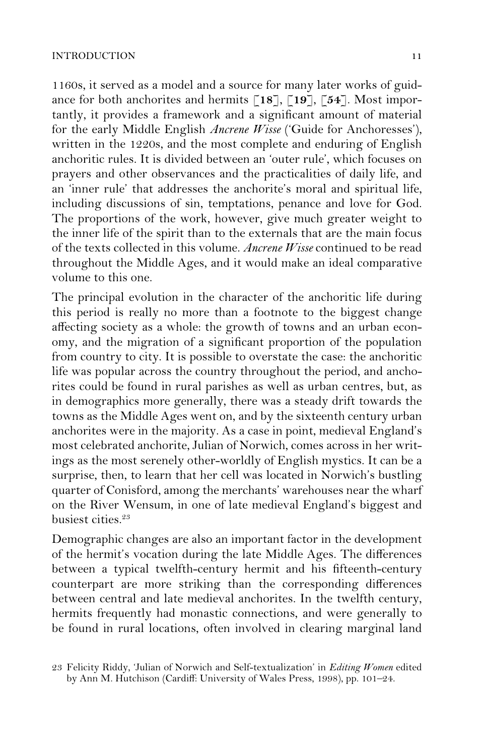1160s, it served as a model and a source for many later works of guidance for both anchorites and hermits [**18**], [**19**], [**54**]. Most importantly, it provides a framework and a significant amount of material for the early Middle English *Ancrene Wisse* ('Guide for Anchoresses'), written in the 1220s, and the most complete and enduring of English anchoritic rules. It is divided between an 'outer rule', which focuses on prayers and other observances and the practicalities of daily life, and an 'inner rule' that addresses the anchorite's moral and spiritual life, including discussions of sin, temptations, penance and love for God. The proportions of the work, however, give much greater weight to the inner life of the spirit than to the externals that are the main focus of the texts collected in this volume. *Ancrene Wisse* continued to be read throughout the Middle Ages, and it would make an ideal comparative volume to this one.

The principal evolution in the character of the anchoritic life during this period is really no more than a footnote to the biggest change affecting society as a whole: the growth of towns and an urban economy, and the migration of a significant proportion of the population from country to city. It is possible to overstate the case: the anchoritic life was popular across the country throughout the period, and anchorites could be found in rural parishes as well as urban centres, but, as in demographics more generally, there was a steady drift towards the towns as the Middle Ages went on, and by the sixteenth century urban anchorites were in the majority. As a case in point, medieval England's most celebrated anchorite, Julian of Norwich, comes across in her writings as the most serenely other-worldly of English mystics. It can be a surprise, then, to learn that her cell was located in Norwich's bustling quarter of Conisford, among the merchants' warehouses near the wharf on the River Wensum, in one of late medieval England's biggest and busiest cities.[23]

Demographic changes are also an important factor in the development of the hermit's vocation during the late Middle Ages. The differences between a typical twelfth-century hermit and his fifteenth-century counterpart are more striking than the corresponding differences between central and late medieval anchorites. In the twelfth century, hermits frequently had monastic connections, and were generally to be found in rural locations, often involved in clearing marginal land

23 Felicity Riddy, 'Julian of Norwich and Self-textualization' in *Editing Women* edited by Ann M. Hutchison (Cardiff: University of Wales Press, 1998), pp. 101–24.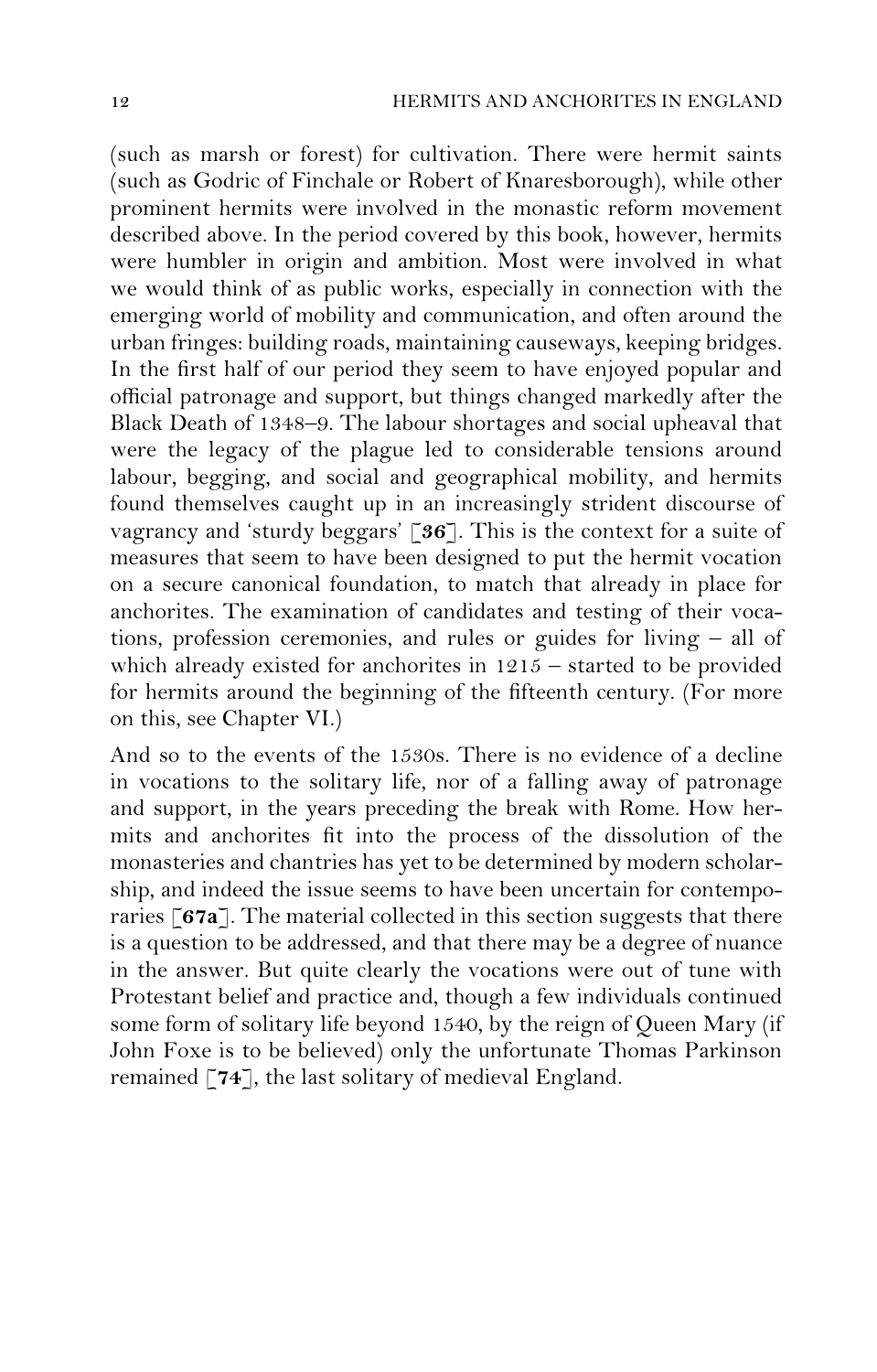(such as marsh or forest) for cultivation. There were hermit saints (such as Godric of Finchale or Robert of Knaresborough), while other prominent hermits were involved in the monastic reform movement described above. In the period covered by this book, however, hermits were humbler in origin and ambition. Most were involved in what we would think of as public works, especially in connection with the emerging world of mobility and communication, and often around the urban fringes: building roads, maintaining causeways, keeping bridges. In the first half of our period they seem to have enjoyed popular and official patronage and support, but things changed markedly after the Black Death of 1348–9. The labour shortages and social upheaval that were the legacy of the plague led to considerable tensions around labour, begging, and social and geographical mobility, and hermits found themselves caught up in an increasingly strident discourse of vagrancy and 'sturdy beggars' [**36**]. This is the context for a suite of measures that seem to have been designed to put the hermit vocation on a secure canonical foundation, to match that already in place for anchorites. The examination of candidates and testing of their vocations, profession ceremonies, and rules or guides for living – all of which already existed for anchorites in 1215 – started to be provided for hermits around the beginning of the fifteenth century. (For more on this, see Chapter VI.)

And so to the events of the 1530s. There is no evidence of a decline in vocations to the solitary life, nor of a falling away of patronage and support, in the years preceding the break with Rome. How hermits and anchorites fit into the process of the dissolution of the monasteries and chantries has yet to be determined by modern scholarship, and indeed the issue seems to have been uncertain for contemporaries [**67a**]. The material collected in this section suggests that there is a question to be addressed, and that there may be a degree of nuance in the answer. But quite clearly the vocations were out of tune with Protestant belief and practice and, though a few individuals continued some form of solitary life beyond 1540, by the reign of Queen Mary (if John Foxe is to be believed) only the unfortunate Thomas Parkinson remained [**74**], the last solitary of medieval England.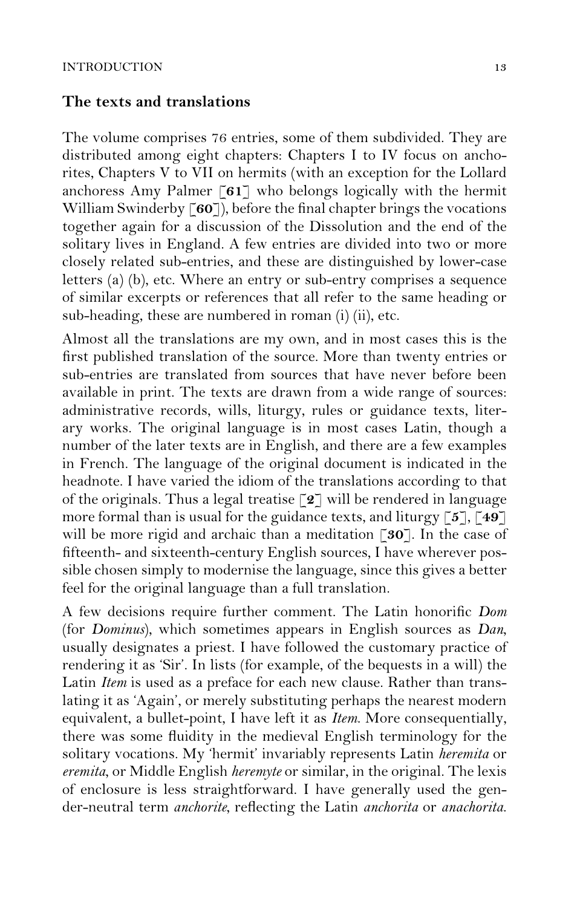## The texts and translations

The volume comprises 76 entries, some of them subdivided. They are distributed among eight chapters: Chapters I to IV focus on anchorites, Chapters V to VII on hermits (with an exception for the Lollard anchoress Amy Palmer [**61**] who belongs logically with the hermit William Swinderby [**60**]), before the final chapter brings the vocations together again for a discussion of the Dissolution and the end of the solitary lives in England. A few entries are divided into two or more closely related sub-entries, and these are distinguished by lower-case letters (a) (b), etc. Where an entry or sub-entry comprises a sequence of similar excerpts or references that all refer to the same heading or sub-heading, these are numbered in roman (i) (ii), etc.

Almost all the translations are my own, and in most cases this is the first published translation of the source. More than twenty entries or sub-entries are translated from sources that have never before been available in print. The texts are drawn from a wide range of sources: administrative records, wills, liturgy, rules or guidance texts, literary works. The original language is in most cases Latin, though a number of the later texts are in English, and there are a few examples in French. The language of the original document is indicated in the headnote. I have varied the idiom of the translations according to that of the originals. Thus a legal treatise [**2**] will be rendered in language more formal than is usual for the guidance texts, and liturgy [**5**], [**49**] will be more rigid and archaic than a meditation [**30**]. In the case of fifteenth- and sixteenth-century English sources, I have wherever possible chosen simply to modernise the language, since this gives a better feel for the original language than a full translation.

A few decisions require further comment. The Latin honorific *Dom* (for *Dominus*), which sometimes appears in English sources as *Dan*, usually designates a priest. I have followed the customary practice of rendering it as 'Sir'. In lists (for example, of the bequests in a will) the Latin *Item* is used as a preface for each new clause. Rather than translating it as 'Again', or merely substituting perhaps the nearest modern equivalent, a bullet-point, I have left it as *Item*. More consequentially, there was some fluidity in the medieval English terminology for the solitary vocations. My 'hermit' invariably represents Latin *heremita* or *eremita*, or Middle English *heremyte* or similar, in the original. The lexis of enclosure is less straightforward. I have generally used the gender-neutral term *anchorite*, reflecting the Latin *anchorita* or *anachorita*.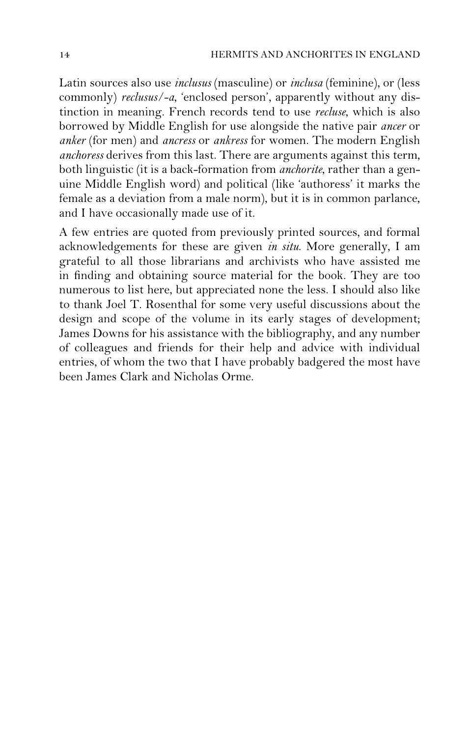Latin sources also use *inclusus* (masculine) or *inclusa* (feminine), or (less commonly) *reclusus/-a*, 'enclosed person', apparently without any distinction in meaning. French records tend to use *recluse*, which is also borrowed by Middle English for use alongside the native pair *ancer* or *anker* (for men) and *ancress* or *ankress* for women. The modern English *anchoress* derives from this last. There are arguments against this term, both linguistic (it is a back-formation from *anchorite*, rather than a genuine Middle English word) and political (like 'authoress' it marks the female as a deviation from a male norm), but it is in common parlance, and I have occasionally made use of it.

A few entries are quoted from previously printed sources, and formal acknowledgements for these are given *in situ*. More generally, I am grateful to all those librarians and archivists who have assisted me in finding and obtaining source material for the book. They are too numerous to list here, but appreciated none the less. I should also like to thank Joel T. Rosenthal for some very useful discussions about the design and scope of the volume in its early stages of development; James Downs for his assistance with the bibliography, and any number of colleagues and friends for their help and advice with individual entries, of whom the two that I have probably badgered the most have been James Clark and Nicholas Orme.